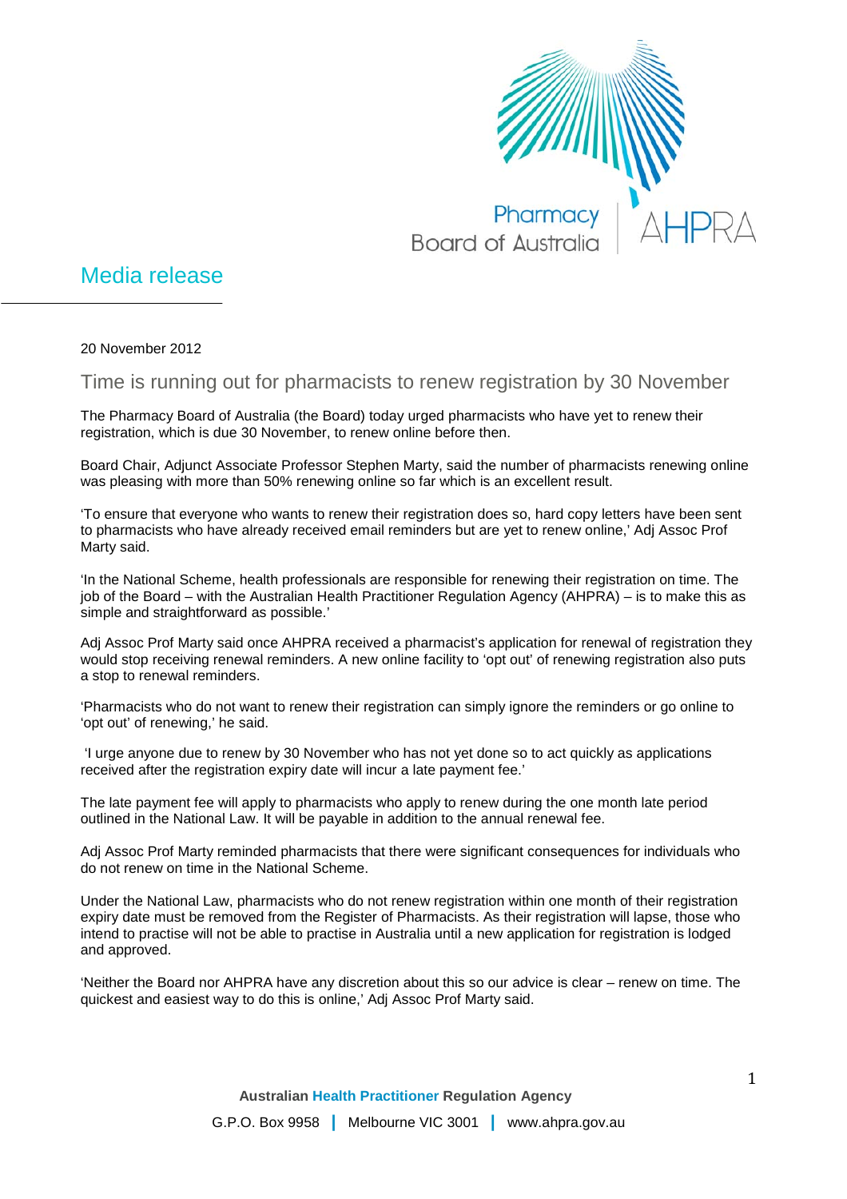Pharmacy Board of Australia | AHPRA

# Media release

20 November 2012

## Time is running out for pharmacists to renew registration by 30 November

The Pharmacy Board of Australia (the Board) today urged pharmacists who have yet to renew their registration, which is due 30 November, to renew online before then.

Board Chair, Adjunct Associate Professor Stephen Marty, said the number of pharmacists renewing online was pleasing with more than 50% renewing online so far which is an excellent result.

'To ensure that everyone who wants to renew their registration does so, hard copy letters have been sent to pharmacists who have already received email reminders but are yet to renew online,' Adj Assoc Prof Marty said.

'In the National Scheme, health professionals are responsible for renewing their registration on time. The job of the Board – with the Australian Health Practitioner Regulation Agency (AHPRA) – is to make this as simple and straightforward as possible.'

Adj Assoc Prof Marty said once AHPRA received a pharmacist's application for renewal of registration they would stop receiving renewal reminders. A new online facility to 'opt out' of renewing registration also puts a stop to renewal reminders.

'Pharmacists who do not want to renew their registration can simply ignore the reminders or go online to 'opt out' of renewing,' he said.

'I urge anyone due to renew by 30 November who has not yet done so to act quickly as applications received after the registration expiry date will incur a late payment fee.'

The late payment fee will apply to pharmacists who apply to renew during the one month late period outlined in the National Law. It will be payable in addition to the annual renewal fee.

Adj Assoc Prof Marty reminded pharmacists that there were significant consequences for individuals who do not renew on time in the National Scheme.

Under the National Law, pharmacists who do not renew registration within one month of their registration expiry date must be removed from the Register of Pharmacists. As their registration will lapse, those who intend to practise will not be able to practise in Australia until a new application for registration is lodged and approved.

'Neither the Board nor AHPRA have any discretion about this so our advice is clear – renew on time. The quickest and easiest way to do this is online,' Adj Assoc Prof Marty said.

**Australian Health Practitioner Regulation Agency**

G.P.O. Box 9958 | Melbourne VIC 3001 | www.ahpra.gov.au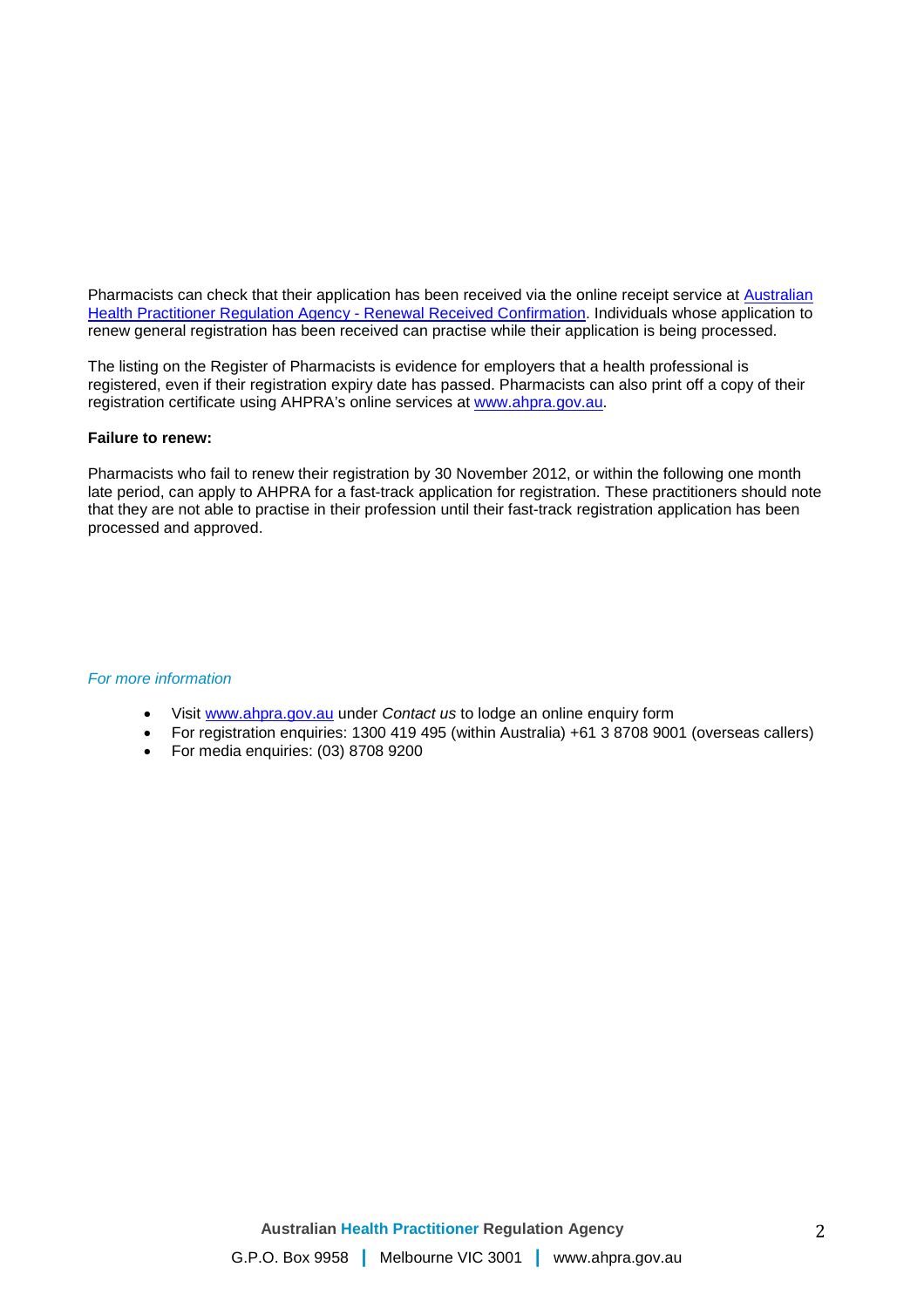Pharmacists can check that their application has been received via the online receipt service at [Australian Health Practitioner Regulation Agency - Renewal Received Confirmation](). Individuals whose application to renew general registration has been received can practise while their application is being processed.

The listing on the Register of Pharmacists is evidence for employers that a health professional is registered, even if their registration expiry date has passed. Pharmacists can also print off a copy of their registration certificate using AHPRA's online services at [www.ahpra.gov.au](http://www.ahpra.gov.au).

**Failure to renew:**

Pharmacists who fail to renew their registration by 30 November 2012, or within the following one month late period, can apply to AHPRA for a fast-track application for registration. These practitioners should note that they are not able to practise in their profession until their fast-track registration application has been processed and approved.

*For more information*

- Visit [www.ahpra.gov.au](http://www.ahpra.gov.au) under *Contact us* to lodge an online enquiry form
- For registration enquiries: 1300 419 495 (within Australia) +61 3 8708 9001 (overseas callers)
- For media enquiries: (03) 8708 9200